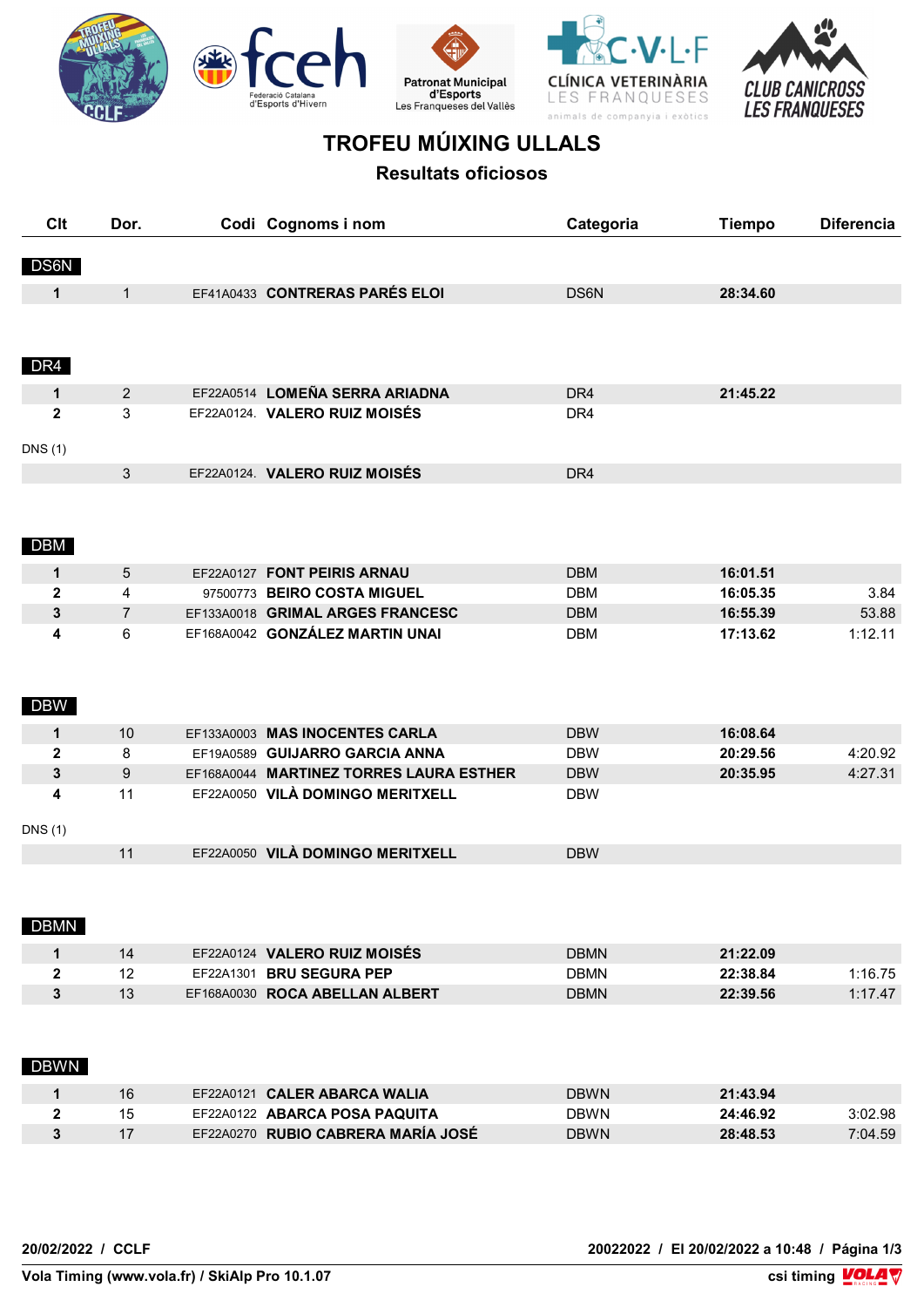# TROFEU MÚIXING ULLALS

## Resultats oficiosos

| Clt | Dor. | Codi | Cognoms i nom | Categoria | Tiempo | Diferencia |
|---|---|---|---|---|---|---|
| **DS6N** | | | | | | |
| **1** | 1 | EF41A0433 | **CONTRERAS PARÉS ELOI** | DS6N | **28:34.60** | |
| **DR4** | | | | | | |
| **1** | 2 | EF22A0514 | **LOMEÑA SERRA ARIADNA** | DR4 | **21:45.22** | |
| **2** | 3 | EF22A0124. | **VALERO RUIZ MOISÉS** | DR4 | | |
| DNS (1) | | | | | | |
| | 3 | EF22A0124. | **VALERO RUIZ MOISÉS** | DR4 | | |
| **DBM** | | | | | | |
| **1** | 5 | EF22A0127 | **FONT PEIRIS ARNAU** | DBM | **16:01.51** | |
| **2** | 4 | 97500773 | **BEIRO COSTA MIGUEL** | DBM | **16:05.35** | 3.84 |
| **3** | 7 | EF133A0018 | **GRIMAL ARGES FRANCESC** | DBM | **16:55.39** | 53.88 |
| **4** | 6 | EF168A0042 | **GONZÁLEZ MARTIN UNAI** | DBM | **17:13.62** | 1:12.11 |
| **DBW** | | | | | | |
| **1** | 10 | EF133A0003 | **MAS INOCENTES CARLA** | DBW | **16:08.64** | |
| **2** | 8 | EF19A0589 | **GUIJARRO GARCIA ANNA** | DBW | **20:29.56** | 4:20.92 |
| **3** | 9 | EF168A0044 | **MARTINEZ TORRES LAURA ESTHER** | DBW | **20:35.95** | 4:27.31 |
| **4** | 11 | EF22A0050 | **VILÀ DOMINGO MERITXELL** | DBW | | |
| DNS (1) | | | | | | |
| | 11 | EF22A0050 | **VILÀ DOMINGO MERITXELL** | DBW | | |
| **DBMN** | | | | | | |
| **1** | 14 | EF22A0124 | **VALERO RUIZ MOISÉS** | DBMN | **21:22.09** | |
| **2** | 12 | EF22A1301 | **BRU SEGURA PEP** | DBMN | **22:38.84** | 1:16.75 |
| **3** | 13 | EF168A0030 | **ROCA ABELLAN ALBERT** | DBMN | **22:39.56** | 1:17.47 |
| **DBWN** | | | | | | |
| **1** | 16 | EF22A0121 | **CALER ABARCA WALIA** | DBWN | **21:43.94** | |
| **2** | 15 | EF22A0122 | **ABARCA POSA PAQUITA** | DBWN | **24:46.92** | 3:02.98 |
| **3** | 17 | EF22A0270 | **RUBIO CABRERA MARÍA JOSÉ** | DBWN | **28:48.53** | 7:04.59 |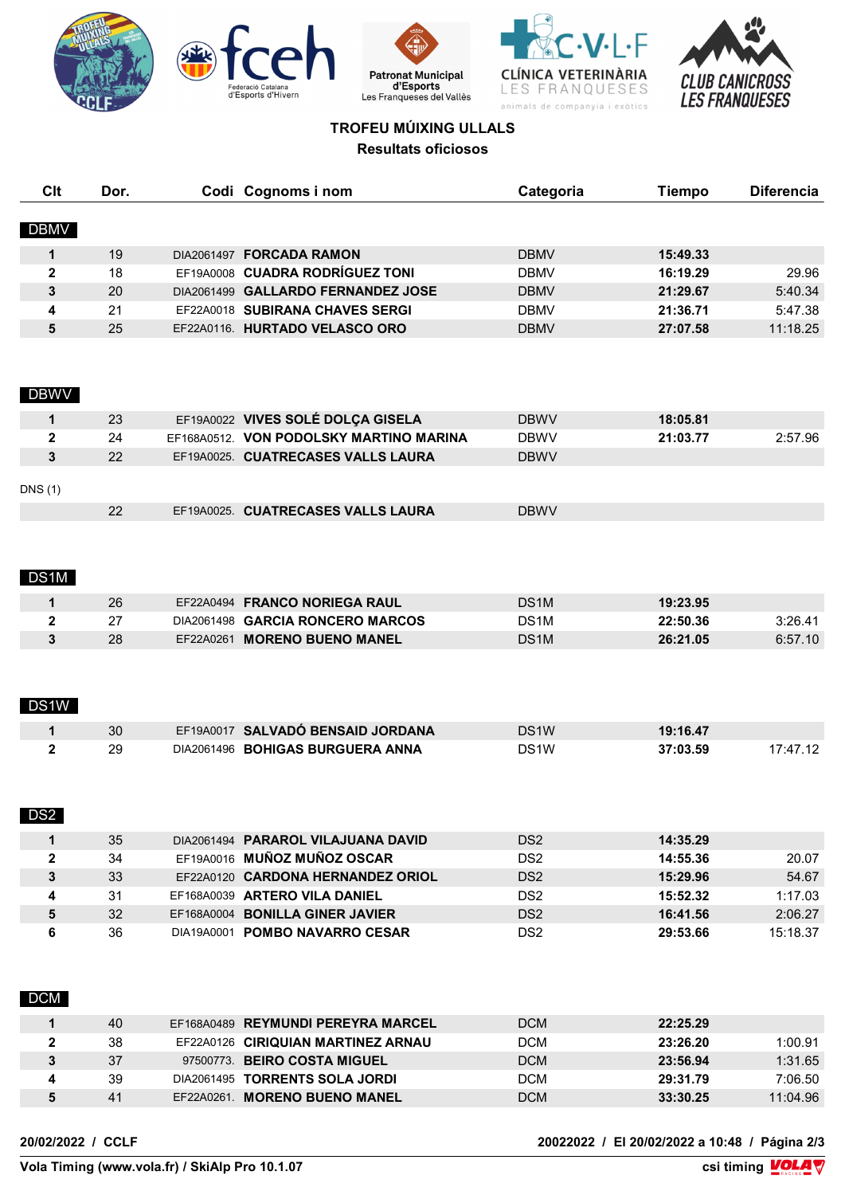# TROFEU MÚIXING ULLALS

## Resultats oficiosos

| Clt | Dor. | Codi | Cognoms i nom | Categoria | Tiempo | Diferencia |
|---|---|---|---|---|---|---|
| **DBMV** | | | | | | |
| 1 | 19 | DIA2061497 | **FORCADA RAMON** | DBMV | **15:49.33** | |
| 2 | 18 | EF19A0008 | **CUADRA RODRÍGUEZ TONI** | DBMV | **16:19.29** | 29.96 |
| 3 | 20 | DIA2061499 | **GALLARDO FERNANDEZ JOSE** | DBMV | **21:29.67** | 5:40.34 |
| 4 | 21 | EF22A0018 | **SUBIRANA CHAVES SERGI** | DBMV | **21:36.71** | 5:47.38 |
| 5 | 25 | EF22A0116. | **HURTADO VELASCO ORO** | DBMV | **27:07.58** | 11:18.25 |
| **DBWV** | | | | | | |
| 1 | 23 | EF19A0022 | **VIVES SOLÉ DOLÇA GISELA** | DBWV | **18:05.81** | |
| 2 | 24 | EF168A0512. | **VON PODOLSKY MARTINO MARINA** | DBWV | **21:03.77** | 2:57.96 |
| 3 | 22 | EF19A0025. | **CUATRECASES VALLS LAURA** | DBWV | | |
| DNS (1) | | | | | | |
| | 22 | EF19A0025. | **CUATRECASES VALLS LAURA** | DBWV | | |
| **DS1M** | | | | | | |
| 1 | 26 | EF22A0494 | **FRANCO NORIEGA RAUL** | DS1M | **19:23.95** | |
| 2 | 27 | DIA2061498 | **GARCIA RONCERO MARCOS** | DS1M | **22:50.36** | 3:26.41 |
| 3 | 28 | EF22A0261 | **MORENO BUENO MANEL** | DS1M | **26:21.05** | 6:57.10 |
| **DS1W** | | | | | | |
| 1 | 30 | EF19A0017 | **SALVADÓ BENSAID JORDANA** | DS1W | **19:16.47** | |
| 2 | 29 | DIA2061496 | **BOHIGAS BURGUERA ANNA** | DS1W | **37:03.59** | 17:47.12 |
| **DS2** | | | | | | |
| 1 | 35 | DIA2061494 | **PARAROL VILAJUANA DAVID** | DS2 | **14:35.29** | |
| 2 | 34 | EF19A0016 | **MUÑOZ MUÑOZ OSCAR** | DS2 | **14:55.36** | 20.07 |
| 3 | 33 | EF22A0120 | **CARDONA HERNANDEZ ORIOL** | DS2 | **15:29.96** | 54.67 |
| 4 | 31 | EF168A0039 | **ARTERO VILA DANIEL** | DS2 | **15:52.32** | 1:17.03 |
| 5 | 32 | EF168A0004 | **BONILLA GINER JAVIER** | DS2 | **16:41.56** | 2:06.27 |
| 6 | 36 | DIA19A0001 | **POMBO NAVARRO CESAR** | DS2 | **29:53.66** | 15:18.37 |
| **DCM** | | | | | | |
| 1 | 40 | EF168A0489 | **REYMUNDI PEREYRA MARCEL** | DCM | **22:25.29** | |
| 2 | 38 | EF22A0126 | **CIRIQUIAN MARTINEZ ARNAU** | DCM | **23:26.20** | 1:00.91 |
| 3 | 37 | 97500773. | **BEIRO COSTA MIGUEL** | DCM | **23:56.94** | 1:31.65 |
| 4 | 39 | DIA2061495 | **TORRENTS SOLA JORDI** | DCM | **29:31.79** | 7:06.50 |
| 5 | 41 | EF22A0261. | **MORENO BUENO MANEL** | DCM | **33:30.25** | 11:04.96 |

**20/02/2022 / CCLF** — **20022022 / El 20/02/2022 a 10:48**

**Vola Timing (www.vola.fr) / SkiAlp Pro 10.1.07** — **csi timing**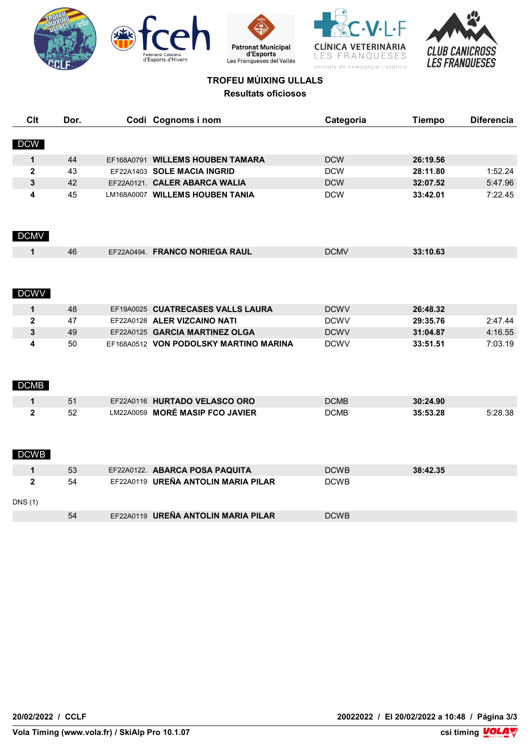# TROFEU MÚIXING ULLALS

## Resultats oficiosos

| Clt | Dor. | Codi | Cognoms i nom | Categoria | Tiempo | Diferencia |
|---|---|---|---|---|---|---|
| **DCW** | | | | | | |
| **1** | 44 | EF168A0791 | **WILLEMS HOUBEN TAMARA** | DCW | **26:19.56** | |
| **2** | 43 | EF22A1403 | **SOLE MACIA INGRID** | DCW | **28:11.80** | 1:52.24 |
| **3** | 42 | EF22A0121. | **CALER ABARCA WALIA** | DCW | **32:07.52** | 5:47.96 |
| **4** | 45 | LM168A0007 | **WILLEMS HOUBEN TANIA** | DCW | **33:42.01** | 7:22.45 |
| **DCMV** | | | | | | |
| **1** | 46 | EF22A0494. | **FRANCO NORIEGA RAUL** | DCMV | **33:10.63** | |
| **DCWV** | | | | | | |
| **1** | 48 | EF19A0025 | **CUATRECASES VALLS LAURA** | DCWV | **26:48.32** | |
| **2** | 47 | EF22A0128 | **ALER VIZCAINO NATI** | DCWV | **29:35.76** | 2:47.44 |
| **3** | 49 | EF22A0125 | **GARCIA MARTINEZ OLGA** | DCWV | **31:04.87** | 4:16.55 |
| **4** | 50 | EF168A0512 | **VON PODOLSKY MARTINO MARINA** | DCWV | **33:51.51** | 7:03.19 |
| **DCMB** | | | | | | |
| **1** | 51 | EF22A0116 | **HURTADO VELASCO ORO** | DCMB | **30:24.90** | |
| **2** | 52 | LM22A0059 | **MORÉ MASIP FCO JAVIER** | DCMB | **35:53.28** | 5:28.38 |
| **DCWB** | | | | | | |
| **1** | 53 | EF22A0122. | **ABARCA POSA PAQUITA** | DCWB | **38:42.35** | |
| **2** | 54 | EF22A0119 | **UREÑA ANTOLIN MARIA PILAR** | DCWB | | |
| DNS (1) | | | | | | |
| | 54 | EF22A0119 | **UREÑA ANTOLIN MARIA PILAR** | DCWB | | |

**20/02/2022 / CCLF** — **20022022 / El 20/02/2022 a 10:48**

**Vola Timing (www.vola.fr) / SkiAlp Pro 10.1.07** — **csi timing**